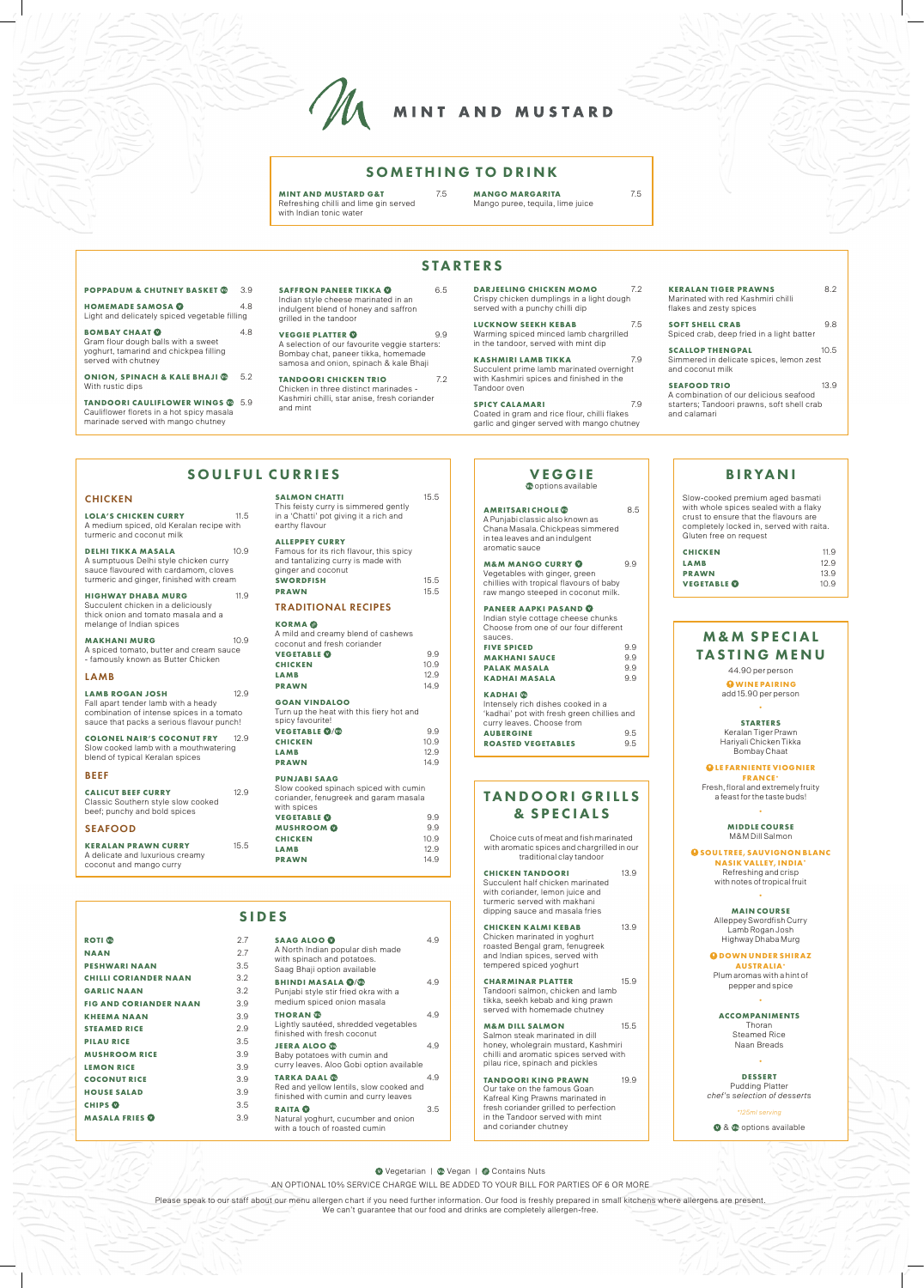# MINT AND MUSTARD

## SOMETHING TO DRINK

**MINT AND MUSTARD G&T** 7.5
Refreshing chilli and lime gin served with Indian tonic water

**MANGO MARGARITA** 7.5
Mango puree, tequila, lime juice

## STARTERS

**POPPADUM & CHUTNEY BASKET** (Ve) 3.9

**HOMEMADE SAMOSA** (V) 4.8
Light and delicately spiced vegetable filling

**BOMBAY CHAAT** (V) 4.8
Gram flour dough balls with a sweet yoghurt, tamarind and chickpea filling served with chutney

**ONION, SPINACH & KALE BHAJI** (Ve) 5.2
With rustic dips

**TANDOORI CAULIFLOWER WINGS** (Ve) 5.9
Cauliflower florets in a hot spicy masala marinade served with mango chutney

**SAFFRON PANEER TIKKA** (V) 6.5
Indian style cheese marinated in an indulgent blend of honey and saffron grilled in the tandoor

**VEGGIE PLATTER** (V) 9.9
A selection of our favourite veggie starters: Bombay chat, paneer tikka, homemade samosa and onion, spinach & kale Bhaji

**TANDOORI CHICKEN TRIO** 7.2
Chicken in three distinct marinades - Kashmiri chilli, star anise, fresh coriander and mint

**DARJEELING CHICKEN MOMO** 7.2
Crispy chicken dumplings in a light dough served with a punchy chilli dip

**LUCKNOW SEEKH KEBAB** 7.5
Warming spiced minced lamb chargrilled in the tandoor, served with mint dip

**KASHMIRI LAMB TIKKA** 7.9
Succulent prime lamb marinated overnight with Kashmiri spices and finished in the Tandoor oven

**SPICY CALAMARI** 7.9
Coated in gram and rice flour, chilli flakes garlic and ginger served with mango chutney

**KERALAN TIGER PRAWNS** 8.2
Marinated with red Kashmiri chilli flakes and zesty spices

**SOFT SHELL CRAB** 9.8
Spiced crab, deep fried in a light batter

**SCALLOP THENGPAL** 10.5
Simmered in delicate spices, lemon zest and coconut milk

**SEAFOOD TRIO** 13.9
A combination of our delicious seafood starters; Tandoori prawns, soft shell crab and calamari

## SOULFUL CURRIES

### CHICKEN

**LOLA'S CHICKEN CURRY** 11.5
A medium spiced, old Keralan recipe with turmeric and coconut milk

**DELHI TIKKA MASALA** 10.9
A sumptuous Delhi style chicken curry sauce flavoured with cardamom, cloves turmeric and ginger, finished with cream

**HIGHWAY DHABA MURG** 11.9
Succulent chicken in a deliciously thick onion and tomato masala and a melange of Indian spices

**MAKHANI MURG** 10.9
A spiced tomato, butter and cream sauce - famously known as Butter Chicken

### LAMB

**LAMB ROGAN JOSH** 12.9
Fall apart tender lamb with a heady combination of intense spices in a tomato sauce that packs a serious flavour punch!

**COLONEL NAIR'S COCONUT FRY** 12.9
Slow cooked lamb with a mouthwatering blend of typical Keralan spices

### BEEF

**CALICUT BEEF CURRY** 12.9
Classic Southern style slow cooked beef; punchy and bold spices

### SEAFOOD

**KERALAN PRAWN CURRY** 15.5
A delicate and luxurious creamy coconut and mango curry

**SALMON CHATTI** 15.5
This feisty curry is simmered gently in a 'Chatti' pot giving it a rich and earthy flavour

**ALLEPPEY CURRY**
Famous for its rich flavour, this spicy and tantalizing curry is made with ginger and coconut

| | |
|---|---|
| SWORDFISH | 15.5 |
| PRAWN | 15.5 |

### TRADITIONAL RECIPES

**KORMA** (N)
A mild and creamy blend of cashews coconut and fresh coriander

| | |
|---|---|
| VEGETABLE (V) | 9.9 |
| CHICKEN | 10.9 |
| LAMB | 12.9 |
| PRAWN | 14.9 |

**GOAN VINDALOO**
Turn up the heat with this fiery hot and spicy favourite!

| | |
|---|---|
| VEGETABLE (V)/(Ve) | 9.9 |
| CHICKEN | 10.9 |
| LAMB | 12.9 |
| PRAWN | 14.9 |

**PUNJABI SAAG**
Slow cooked spinach spiced with cumin coriander, fenugreek and garam masala with spices

| | |
|---|---|
| VEGETABLE (V) | 9.9 |
| MUSHROOM (V) | 9.9 |
| CHICKEN | 10.9 |
| LAMB | 12.9 |
| PRAWN | 14.9 |

## VEGGIE

(Ve) options available

**AMRITSARI CHOLE** (Ve) 8.5
A Punjabi classic also known as Chana Masala. Chickpeas simmered in tea leaves and an indulgent aromatic sauce

**M&M MANGO CURRY** (V) 9.9
Vegetables with ginger, green chillies with tropical flavours of baby raw mango steeped in coconut milk.

**PANEER AAPKI PASAND** (V)
Indian style cottage cheese chunks Choose from one of our four different sauces.

| | |
|---|---|
| FIVE SPICED | 9.9 |
| MAKHANI SAUCE | 9.9 |
| PALAK MASALA | 9.9 |
| KADHAI MASALA | 9.9 |

**KADHAI** (Ve)
Intensely rich dishes cooked in a 'kadhai' pot with fresh green chillies and curry leaves. Choose from

| | |
|---|---|
| AUBERGINE | 9.5 |
| ROASTED VEGETABLES | 9.5 |

## BIRYANI

Slow-cooked premium aged basmati with whole spices sealed with a flaky crust to ensure that the flavours are completely locked in, served with raita. Gluten free on request

| | |
|---|---|
| CHICKEN | 11.9 |
| LAMB | 12.9 |
| PRAWN | 13.9 |
| VEGETABLE (V) | 10.9 |

## M&M SPECIAL TASTING MENU

44.90 per person

**WINE PAIRING**
add 15.90 per person

**STARTERS**
Keralan Tiger Prawn
Hariyali Chicken Tikka
Bombay Chaat

**LE FARNIENTE VIOGNIER FRANCE***
Fresh, floral and extremely fruity a feast for the taste buds!

**MIDDLE COURSE**
M&M Dill Salmon

**SOULTREE, SAUVIGNON BLANC NASIK VALLEY, INDIA***
Refreshing and crisp with notes of tropical fruit

**MAIN COURSE**
Alleppey Swordfish Curry
Lamb Rogan Josh
Highway Dhaba Murg

**DOWN UNDER SHIRAZ AUSTRALIA***
Plum aromas with a hint of pepper and spice

**ACCOMPANIMENTS**
Thoran
Steamed Rice
Naan Breads

**DESSERT**
Pudding Platter
*chef's selection of desserts*

*125ml serving

(V) & (Ve) options available

## TANDOORI GRILLS & SPECIALS

Choice cuts of meat and fish marinated with aromatic spices and chargrilled in our traditional clay tandoor

**CHICKEN TANDOORI** 13.9
Succulent half chicken marinated with coriander, lemon juice and turmeric served with makhani dipping sauce and masala fries

**CHICKEN KALMI KEBAB** 13.9
Chicken marinated in yoghurt roasted Bengal gram, fenugreek and Indian spices, served with tempered spiced yoghurt

**CHARMINAR PLATTER** 15.9
Tandoori salmon, chicken and lamb tikka, seekh kebab and king prawn served with homemade chutney

**M&M DILL SALMON** 15.5
Salmon steak marinated in dill honey, wholegrain mustard, Kashmiri chilli and aromatic spices served with pilau rice, spinach and pickles

**TANDOORI KING PRAWN** 19.9
Our take on the famous Goan Kafreal King Prawns marinated in fresh coriander grilled to perfection in the Tandoor served with mint and coriander chutney

## SIDES

| | |
|---|---|
| ROTI (Ve) | 2.7 |
| NAAN | 2.7 |
| PESHWARI NAAN | 3.5 |
| CHILLI CORIANDER NAAN | 3.2 |
| GARLIC NAAN | 3.2 |
| FIG AND CORIANDER NAAN | 3.9 |
| KHEEMA NAAN | 3.9 |
| STEAMED RICE | 2.9 |
| PILAU RICE | 3.5 |
| MUSHROOM RICE | 3.9 |
| LEMON RICE | 3.9 |
| COCONUT RICE | 3.9 |
| HOUSE SALAD | 3.9 |
| CHIPS (V) | 3.5 |
| MASALA FRIES (V) | 3.9 |

**SAAG ALOO** (V) 4.9
A North Indian popular dish made with spinach and potatoes. Saag Bhaji option available

**BHINDI MASALA** (V)/(Ve) 4.9
Punjabi style stir fried okra with a medium spiced onion masala

**THORAN** (Ve) 4.9
Lightly sautéed, shredded vegetables finished with fresh coconut

**JEERA ALOO** (Ve) 4.9
Baby potatoes with cumin and curry leaves. Aloo Gobi option available

**TARKA DAAL** (Ve) 4.9
Red and yellow lentils, slow cooked and finished with cumin and curry leaves

**RAITA** (V) 3.5
Natural yoghurt, cucumber and onion with a touch of roasted cumin

(V) Vegetarian | (Ve) Vegan | (N) Contains Nuts

AN OPTIONAL 10% SERVICE CHARGE WILL BE ADDED TO YOUR BILL FOR PARTIES OF 6 OR MORE.

Please speak to our staff about our menu allergen chart if you need further information. Our food is freshly prepared in small kitchens where allergens are present. We can't guarantee that our food and drinks are completely allergen-free.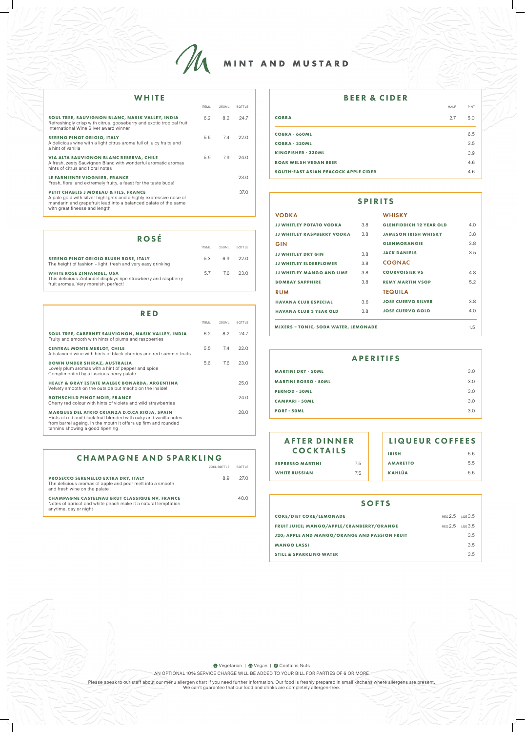# MINT AND MUSTARD

## WHITE

| | 175ML | 250ML | BOTTLE |
|---|---|---|---|
| **SOUL TREE, SAUVIGNON BLANC, NASIK VALLEY, INDIA**<br>Refreshingly crisp with citrus, gooseberry and exotic tropical fruit International Wine Silver award winner | 6.2 | 8.2 | 24.7 |
| **SERENO PINOT GRIGIO, ITALY**<br>A delicious wine with a light citrus aroma full of juicy fruits and a hint of vanilla | 5.5 | 7.4 | 22.0 |
| **VIA ALTA SAUVIGNON BLANC RESERVA, CHILE**<br>A fresh, zesty Sauvignon Blanc with wonderful aromatic aromas hints of citrus and floral notes | 5.9 | 7.9 | 24.0 |
| **LE FARNIENTE VIOGNIER, FRANCE**<br>Fresh, floral and extremely fruity, a feast for the taste buds! | | | 23.0 |
| **PETIT CHABLIS J MOREAU & FILS, FRANCE**<br>A pale gold with silver highlights and a highly expressive nose of mandarin and grapefruit lead into a balanced palate of the same with great finesse and length | | | 37.0 |

## ROSÉ

| | 175ML | 250ML | BOTTLE |
|---|---|---|---|
| **SERENO PINOT GRIGIO BLUSH ROSE, ITALY**<br>The height of fashion – light, fresh and very easy drinking | 5.3 | 6.9 | 22.0 |
| **WHITE ROSE ZINFANDEL, USA**<br>This delicious Zinfandel displays ripe strawberry and raspberry fruit aromas. Very moreish, perfect! | 5.7 | 7.6 | 23.0 |

## RED

| | 175ML | 250ML | BOTTLE |
|---|---|---|---|
| **SOUL TREE, CABERNET SAUVIGNON, NASIK VALLEY, INDIA**<br>Fruity and smooth with hints of plums and raspberries | 6.2 | 8.2 | 24.7 |
| **CENTRAL MONTE MERLOT, CHILE**<br>A balanced wine with hints of black cherries and red summer fruits | 5.5 | 7.4 | 22.0 |
| **DOWN UNDER SHIRAZ, AUSTRALIA**<br>Lovely plum aromas with a hint of pepper and spice Complimented by a luscious berry palate | 5.6 | 7.6 | 23.0 |
| **HEALY & GRAY ESTATE MALBEC BONARDA, ARGENTINA**<br>Velvety smooth on the outside but macho on the inside! | | | 25.0 |
| **ROTHSCHILD PINOT NOIR, FRANCE**<br>Cherry red colour with hints of violets and wild strawberries | | | 24.0 |
| **MARQUES DEL ATRIO CRIANZA D.O.CA RIOJA, SPAIN**<br>Hints of red and black fruit blended with oaky and vanilla notes from barrel ageing. In the mouth it offers up firm and rounded tannins showing a good ripening | | | 28.0 |

## CHAMPAGNE AND SPARKLING

| | 20CL BOTTLE | BOTTLE |
|---|---|---|
| **PROSECCO SERENELLO EXTRA DRY, ITALY**<br>The delicious aromas of apple and pear melt into a smooth and fresh wine on the palate | 8.9 | 27.0 |
| **CHAMPAGNE CASTELNAU BRUT CLASSIQUE NV, FRANCE**<br>Notes of apricot and white peach make it a natural temptation anytime, day or night | | 40.0 |

## BEER & CIDER

| | HALF | PINT |
|---|---|---|
| **COBRA** | 2.7 | 5.0 |
| **COBRA - 660ML** | | 6.5 |
| **COBRA - 330ML** | | 3.5 |
| **KINGFISHER - 330ML** | | 3.9 |
| **ROAR WELSH VEGAN BEER** | | 4.6 |
| **SOUTH-EAST ASIAN PEACOCK APPLE CIDER** | | 4.6 |

## SPIRITS

### VODKA

| | |
|---|---|
| **JJ WHITLEY POTATO VODKA** | 3.8 |
| **JJ WHITLEY RASPBERRY VODKA** | 3.8 |

### GIN

| | |
|---|---|
| **JJ WHITLEY DRY GIN** | 3.8 |
| **JJ WHITLEY ELDERFLOWER** | 3.8 |
| **JJ WHITLEY MANGO AND LIME** | 3.8 |
| **BOMBAY SAPPHIRE** | 3.8 |

### RUM

| | |
|---|---|
| **HAVANA CLUB ESPECIAL** | 3.6 |
| **HAVANA CLUB 3 YEAR OLD** | 3.8 |

### WHISKY

| | |
|---|---|
| **GLENFIDDICH 12 YEAR OLD** | 4.0 |
| **JAMESON IRISH WHISKY** | 3.8 |
| **GLENMORANGIE** | 3.8 |
| **JACK DANIELS** | 3.5 |

### COGNAC

| | |
|---|---|
| **COURVOISIER VS** | 4.8 |
| **REMY MARTIN VSOP** | 5.2 |

### TEQUILA

| | |
|---|---|
| **JOSE CUERVO SILVER** | 3.8 |
| **JOSE CUERVO GOLD** | 4.0 |

**MIXERS – TONIC, SODA WATER, LEMONADE** 1.5

## APERITIFS

| | |
|---|---|
| **MARTINI DRY - 50ML** | 3.0 |
| **MARTINI ROSSO - 50ML** | 3.0 |
| **PERNOD - 50ML** | 3.0 |
| **CAMPARI - 50ML** | 3.0 |
| **PORT - 50ML** | 3.0 |

## AFTER DINNER COCKTAILS

| | |
|---|---|
| **ESPRESSO MARTINI** | 7.5 |
| **WHITE RUSSIAN** | 7.5 |

## LIQUEUR COFFEES

| | |
|---|---|
| **IRISH** | 5.5 |
| **AMARETTO** | 5.5 |
| **KAHLÚA** | 5.5 |

## SOFTS

| | | |
|---|---|---|
| **COKE/DIET COKE/LEMONADE** | REG 2.5 | LGE 3.5 |
| **FRUIT JUICE; MANGO/APPLE/CRANBERRY/ORANGE** | REG 2.5 | LGE 3.5 |
| **J20; APPLE AND MANGO/ORANGE AND PASSION FRUIT** | | 3.5 |
| **MANGO LASSI** | | 3.5 |
| **STILL & SPARKLING WATER** | | 3.5 |

Vegetarian | Vegan | Contains Nuts

AN OPTIONAL 10% SERVICE CHARGE WILL BE ADDED TO YOUR BILL FOR PARTIES OF 6 OR MORE.

Please speak to our staff about our menu allergen chart if you need further information. Our food is freshly prepared in small kitchens where allergens are present. We can't guarantee that our food and drinks are completely allergen-free.